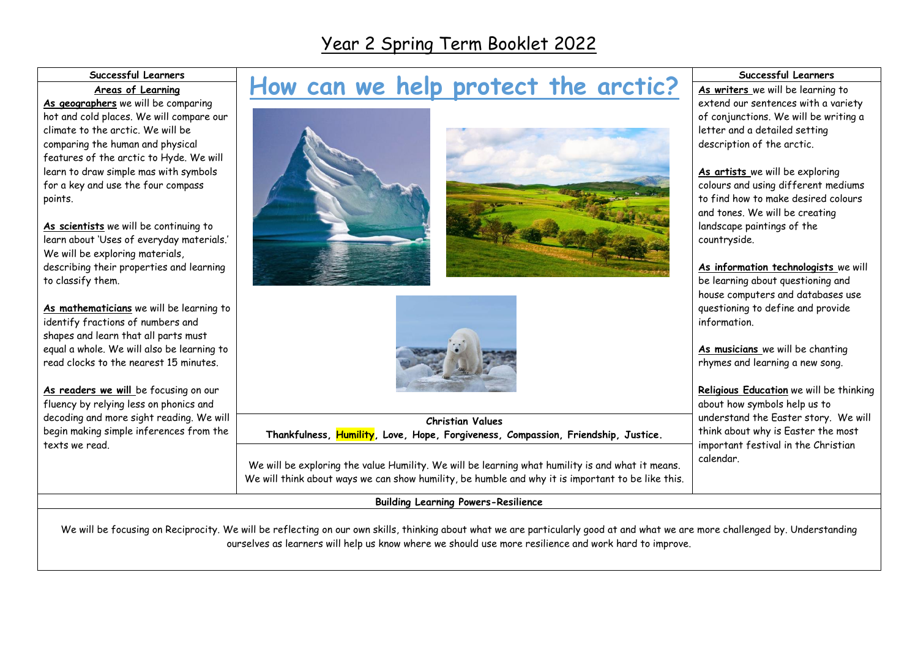# Year 2 Spring Term Booklet 2022

## How can we help protect the arctic?

### Successful Learners

**Areas of Learning**

**As geographers** we will be comparing hot and cold places. We will compare our climate to the arctic. We will be comparing the human and physical features of the arctic to Hyde. We will learn to draw simple mas with symbols for a key and use the four compass points.

**As scientists** we will be continuing to learn about 'Uses of everyday materials.' We will be exploring materials, describing their properties and learning to classify them.

**As mathematicians** we will be learning to identify fractions of numbers and shapes and learn that all parts must equal a whole. We will also be learning to read clocks to the nearest 15 minutes.

**As readers we will** be focusing on our fluency by relying less on phonics and decoding and more sight reading. We will begin making simple inferences from the texts we read.

### Christian Values

**Thankfulness, Humility, Love, Hope, Forgiveness, Compassion, Friendship, Justice.**

We will be exploring the value Humility. We will be learning what humility is and what it means. We will think about ways we can show humility, be humble and why it is important to be like this.

### Successful Learners

**As writers** we will be learning to extend our sentences with a variety of conjunctions. We will be writing a letter and a detailed setting description of the arctic.

**As artists** we will be exploring colours and using different mediums to find how to make desired colours and tones. We will be creating landscape paintings of the countryside.

**As information technologists** we will be learning about questioning and house computers and databases use questioning to define and provide information.

**As musicians** we will be chanting rhymes and learning a new song.

**Religious Education** we will be thinking about how symbols help us to understand the Easter story. We will think about why is Easter the most important festival in the Christian calendar.

### Building Learning Powers-Resilience

We will be focusing on Reciprocity. We will be reflecting on our own skills, thinking about what we are particularly good at and what we are more challenged by. Understanding ourselves as learners will help us know where we should use more resilience and work hard to improve.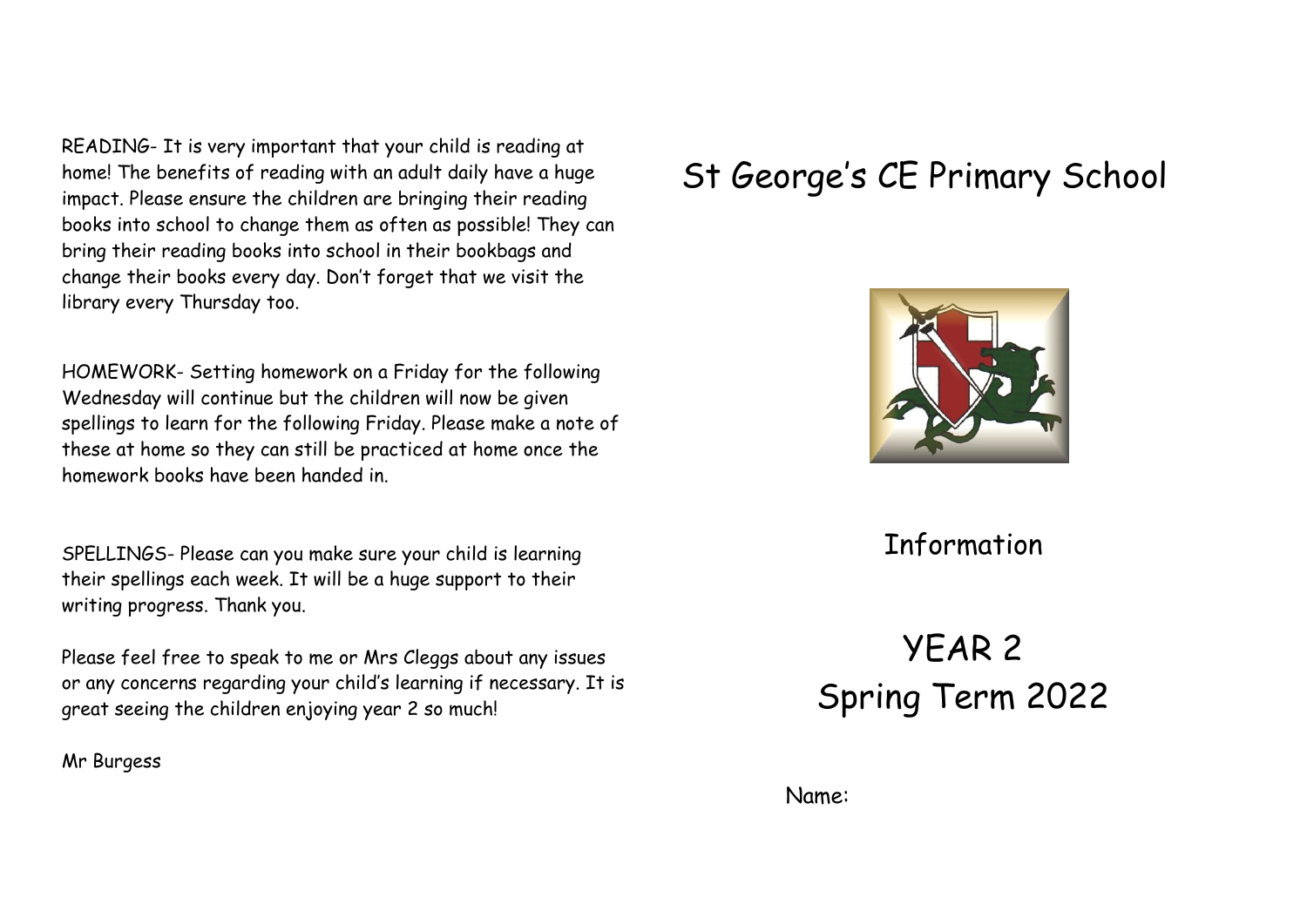READING- It is very important that your child is reading at home! The benefits of reading with an adult daily have a huge impact. Please ensure the children are bringing their reading books into school to change them as often as possible! They can bring their reading books into school in their bookbags and change their books every day. Don't forget that we visit the library every Thursday too.

HOMEWORK- Setting homework on a Friday for the following Wednesday will continue but the children will now be given spellings to learn for the following Friday. Please make a note of these at home so they can still be practiced at home once the homework books have been handed in.

SPELLINGS- Please can you make sure your child is learning their spellings each week. It will be a huge support to their writing progress. Thank you.

Please feel free to speak to me or Mrs Cleggs about any issues or any concerns regarding your child's learning if necessary. It is great seeing the children enjoying year 2 so much!

Mr Burgess

# St George's CE Primary School

## Information

# YEAR 2
# Spring Term 2022

Name: